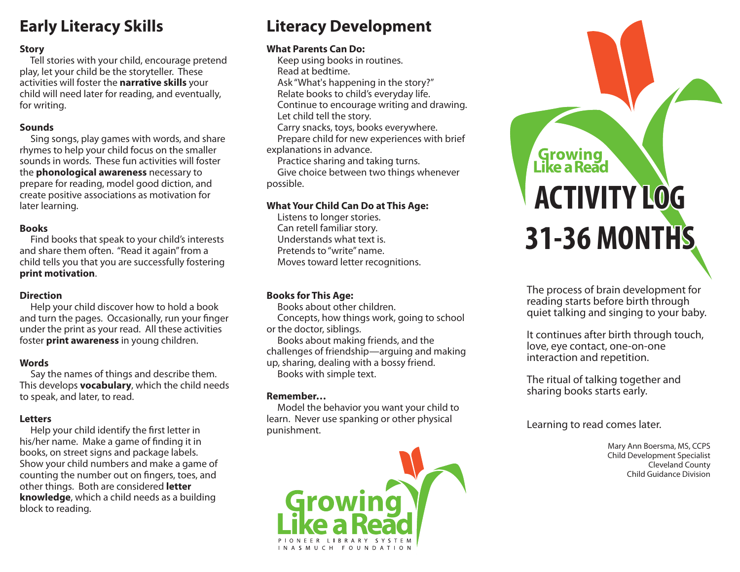## Early Literacy Skills

**Story**

Tell stories with your child, encourage pretend play, let your child be the storyteller. These activities will foster the **narrative skills** your child will need later for reading, and eventually, for writing.

**Sounds**

Sing songs, play games with words, and share rhymes to help your child focus on the smaller sounds in words. These fun activities will foster the **phonological awareness** necessary to prepare for reading, model good diction, and create positive associations as motivation for later learning.

**Books**

Find books that speak to your child's interests and share them often. "Read it again" from a child tells you that you are successfully fostering **print motivation**.

**Direction**

Help your child discover how to hold a book and turn the pages. Occasionally, run your finger under the print as your read. All these activities foster **print awareness** in young children.

**Words**

Say the names of things and describe them. This develops **vocabulary**, which the child needs to speak, and later, to read.

**Letters**

Help your child identify the first letter in his/her name. Make a game of finding it in books, on street signs and package labels. Show your child numbers and make a game of counting the number out on fingers, toes, and other things. Both are considered **letter knowledge**, which a child needs as a building block to reading.

## Literacy Development

**What Parents Can Do:**

Keep using books in routines.
Read at bedtime.
Ask "What's happening in the story?"
Relate books to child's everyday life.
Continue to encourage writing and drawing.
Let child tell the story.
Carry snacks, toys, books everywhere.
Prepare child for new experiences with brief explanations in advance.
Practice sharing and taking turns.
Give choice between two things whenever possible.

**What Your Child Can Do at This Age:**

Listens to longer stories.
Can retell familiar story.
Understands what text is.
Pretends to "write" name.
Moves toward letter recognitions.

**Books for This Age:**

Books about other children.
Concepts, how things work, going to school or the doctor, siblings.
Books about making friends, and the challenges of friendship—arguing and making up, sharing, dealing with a bossy friend.
Books with simple text.

**Remember…**

Model the behavior you want your child to learn. Never use spanking or other physical punishment.

Growing Like a Read
PIONEER LIBRARY SYSTEM
INASMUCH FOUNDATION

Growing Like a Read

# ACTIVITY LOG 31-36 MONTHS

The process of brain development for reading starts before birth through quiet talking and singing to your baby.

It continues after birth through touch, love, eye contact, one-on-one interaction and repetition.

The ritual of talking together and sharing books starts early.

Learning to read comes later.

Mary Ann Boersma, MS, CCPS
Child Development Specialist
Cleveland County
Child Guidance Division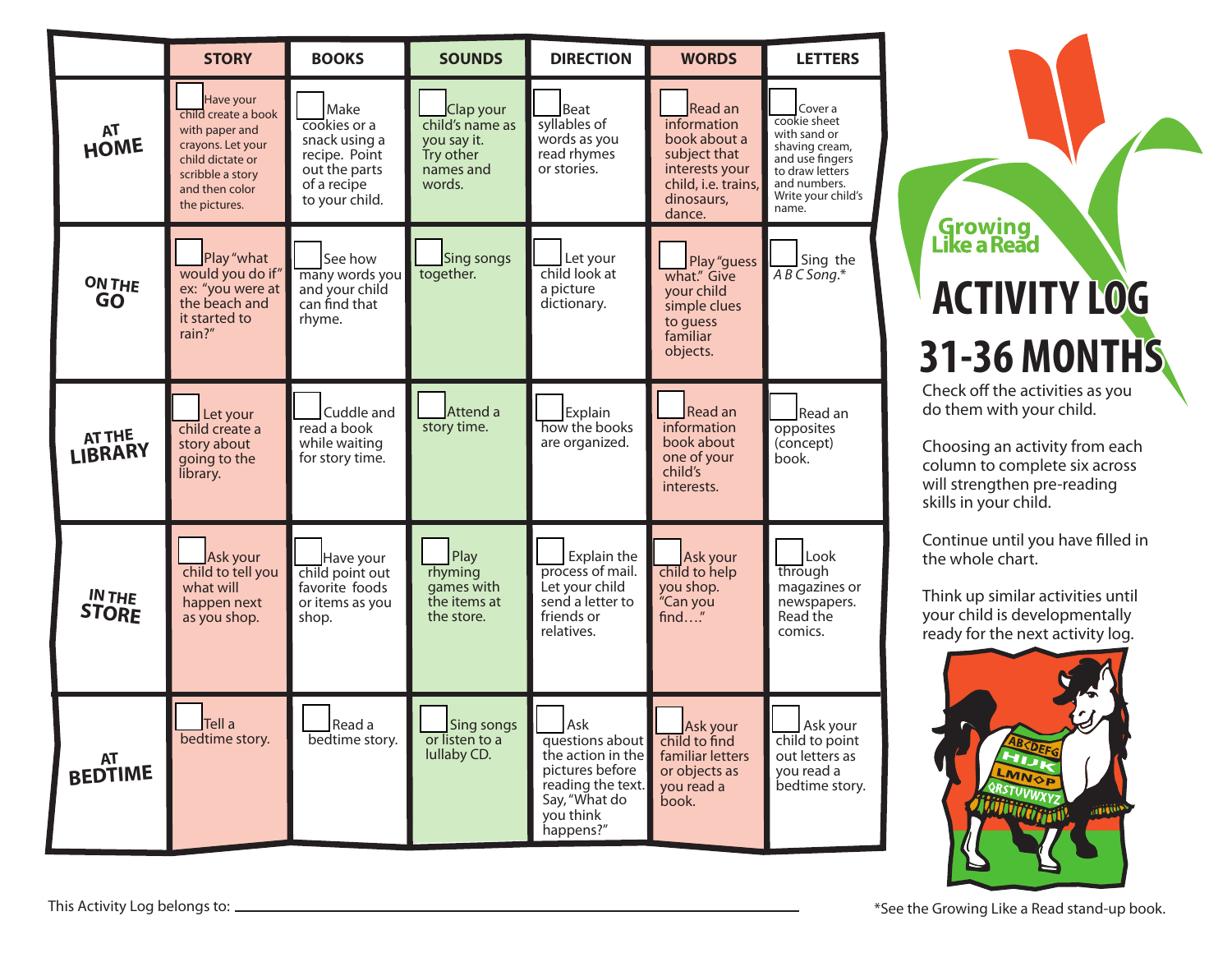## Growing Like a Read

# ACTIVITY LOG

# 31-36 MONTHS

Check off the activities as you do them with your child.

Choosing an activity from each column to complete six across will strengthen pre-reading skills in your child.

Continue until you have filled in the whole chart.

Think up similar activities until your child is developmentally ready for the next activity log.

| | STORY | BOOKS | SOUNDS | DIRECTION | WORDS | LETTERS |
|---|---|---|---|---|---|---|
| **AT HOME** | ☐ Have your child create a book with paper and crayons. Let your child dictate or scribble a story and then color the pictures. | ☐ Make cookies or a snack using a recipe. Point out the parts of a recipe to your child. | ☐ Clap your child's name as you say it. Try other names and words. | ☐ Beat syllables of words as you read rhymes or stories. | ☐ Read an information book about a subject that interests your child, i.e. trains, dinosaurs, dance. | ☐ Cover a cookie sheet with sand or shaving cream, and use fingers to draw letters and numbers. Write your child's name. |
| **ON THE GO** | ☐ Play "what would you do if" ex: "you were at the beach and it started to rain?" | ☐ See how many words you and your child can find that rhyme. | ☐ Sing songs together. | ☐ Let your child look at a picture dictionary. | ☐ Play "guess what." Give your child simple clues to guess familiar objects. | ☐ Sing the *A B C Song*.* |
| **AT THE LIBRARY** | ☐ Let your child create a story about going to the library. | ☐ Cuddle and read a book while waiting for story time. | ☐ Attend a story time. | ☐ Explain how the books are organized. | ☐ Read an information book about one of your child's interests. | ☐ Read an opposites (concept) book. |
| **IN THE STORE** | ☐ Ask your child to tell you what will happen next as you shop. | ☐ Have your child point out favorite foods or items as you shop. | ☐ Play rhyming games with the items at the store. | ☐ Explain the process of mail. Let your child send a letter to friends or relatives. | ☐ Ask your child to help you shop. "Can you find…." | ☐ Look through magazines or newspapers. Read the comics. |
| **AT BEDTIME** | ☐ Tell a bedtime story. | ☐ Read a bedtime story. | ☐ Sing songs or listen to a lullaby CD. | ☐ Ask questions about the action in the pictures before reading the text. Say, "What do you think happens?" | ☐ Ask your child to find familiar letters or objects as you read a book. | ☐ Ask your child to point out letters as you read a bedtime story. |

This Activity Log belongs to: ______________________________

*See the Growing Like a Read stand-up book.